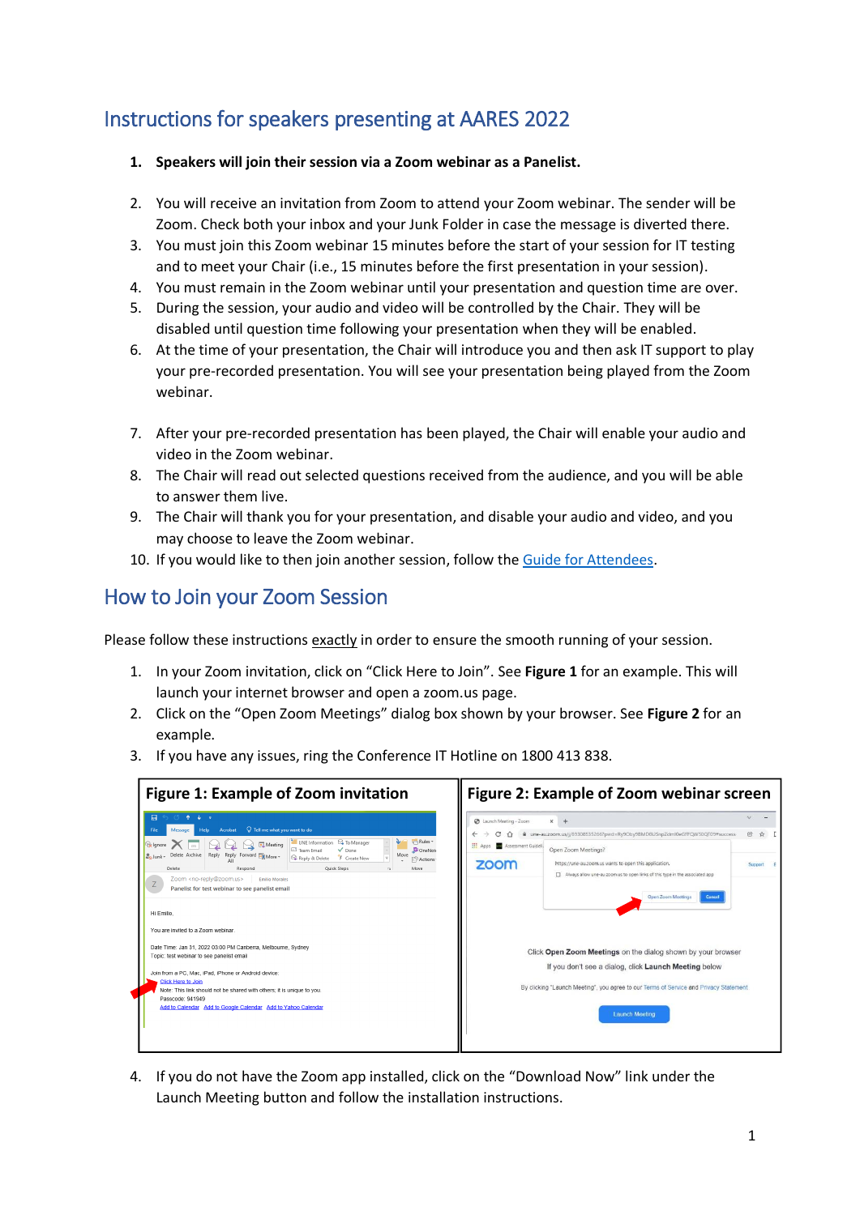## Instructions for speakers presenting at AARES 2022

1. **Speakers will join their session via a Zoom webinar as a Panelist.**
2. You will receive an invitation from Zoom to attend your Zoom webinar. The sender will be Zoom. Check both your inbox and your Junk Folder in case the message is diverted there.
3. You must join this Zoom webinar 15 minutes before the start of your session for IT testing and to meet your Chair (i.e., 15 minutes before the first presentation in your session).
4. You must remain in the Zoom webinar until your presentation and question time are over.
5. During the session, your audio and video will be controlled by the Chair. They will be disabled until question time following your presentation when they will be enabled.
6. At the time of your presentation, the Chair will introduce you and then ask IT support to play your pre-recorded presentation. You will see your presentation being played from the Zoom webinar.
7. After your pre-recorded presentation has been played, the Chair will enable your audio and video in the Zoom webinar.
8. The Chair will read out selected questions received from the audience, and you will be able to answer them live.
9. The Chair will thank you for your presentation, and disable your audio and video, and you may choose to leave the Zoom webinar.
10. If you would like to then join another session, follow the Guide for Attendees.

## How to Join your Zoom Session

Please follow these instructions exactly in order to ensure the smooth running of your session.

1. In your Zoom invitation, click on "Click Here to Join". See **Figure 1** for an example. This will launch your internet browser and open a zoom.us page.
2. Click on the "Open Zoom Meetings" dialog box shown by your browser. See **Figure 2** for an example.
3. If you have any issues, ring the Conference IT Hotline on 1800 413 838.

**Figure 1: Example of Zoom invitation**

**Figure 2: Example of Zoom webinar screen**

4. If you do not have the Zoom app installed, click on the "Download Now" link under the Launch Meeting button and follow the installation instructions.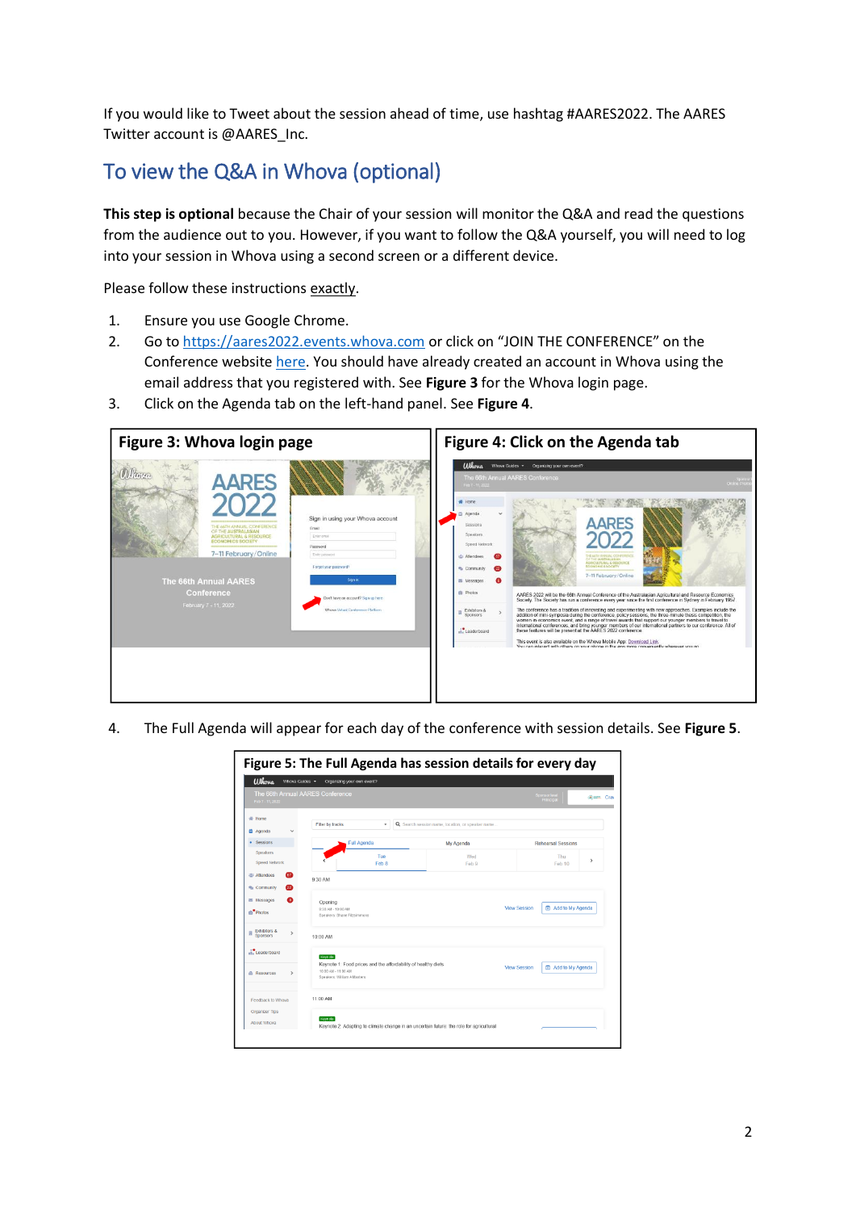If you would like to Tweet about the session ahead of time, use hashtag #AARES2022. The AARES Twitter account is @AARES_Inc.

## To view the Q&A in Whova (optional)

**This step is optional** because the Chair of your session will monitor the Q&A and read the questions from the audience out to you. However, if you want to follow the Q&A yourself, you will need to log into your session in Whova using a second screen or a different device.

Please follow these instructions exactly.

1. Ensure you use Google Chrome.
2. Go to https://aares2022.events.whova.com or click on "JOIN THE CONFERENCE" on the Conference website here. You should have already created an account in Whova using the email address that you registered with. See **Figure 3** for the Whova login page.
3. Click on the Agenda tab on the left-hand panel. See **Figure 4**.

**Figure 3: Whova login page**

**Figure 4: Click on the Agenda tab**

4. The Full Agenda will appear for each day of the conference with session details. See **Figure 5**.

**Figure 5: The Full Agenda has session details for every day**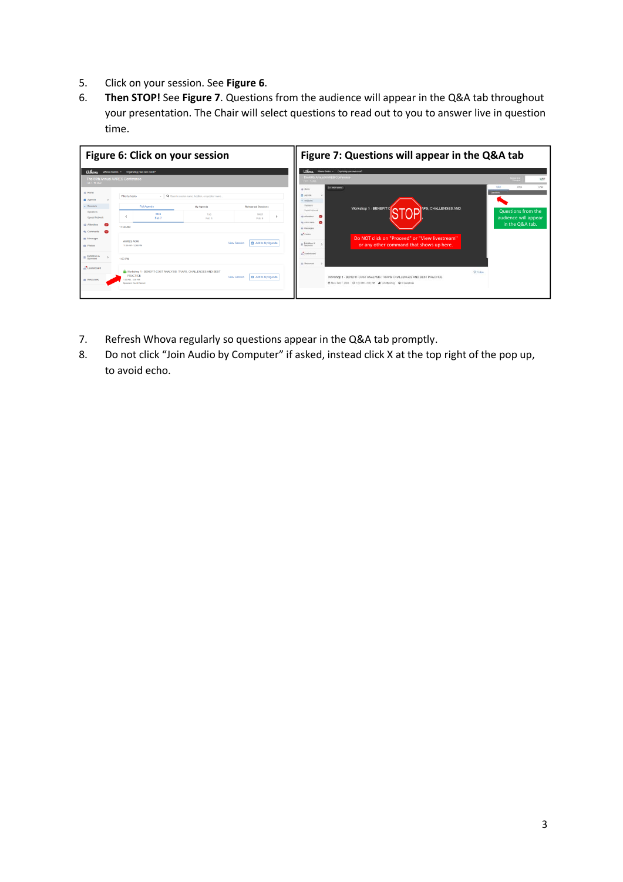5. Click on your session. See **Figure 6**.
6. **Then STOP!** See **Figure 7**. Questions from the audience will appear in the Q&A tab throughout your presentation. The Chair will select questions to read out to you to answer live in question time.

**Figure 6: Click on your session**

**Figure 7: Questions will appear in the Q&A tab**

7. Refresh Whova regularly so questions appear in the Q&A tab promptly.
8. Do not click "Join Audio by Computer" if asked, instead click X at the top right of the pop up, to avoid echo.